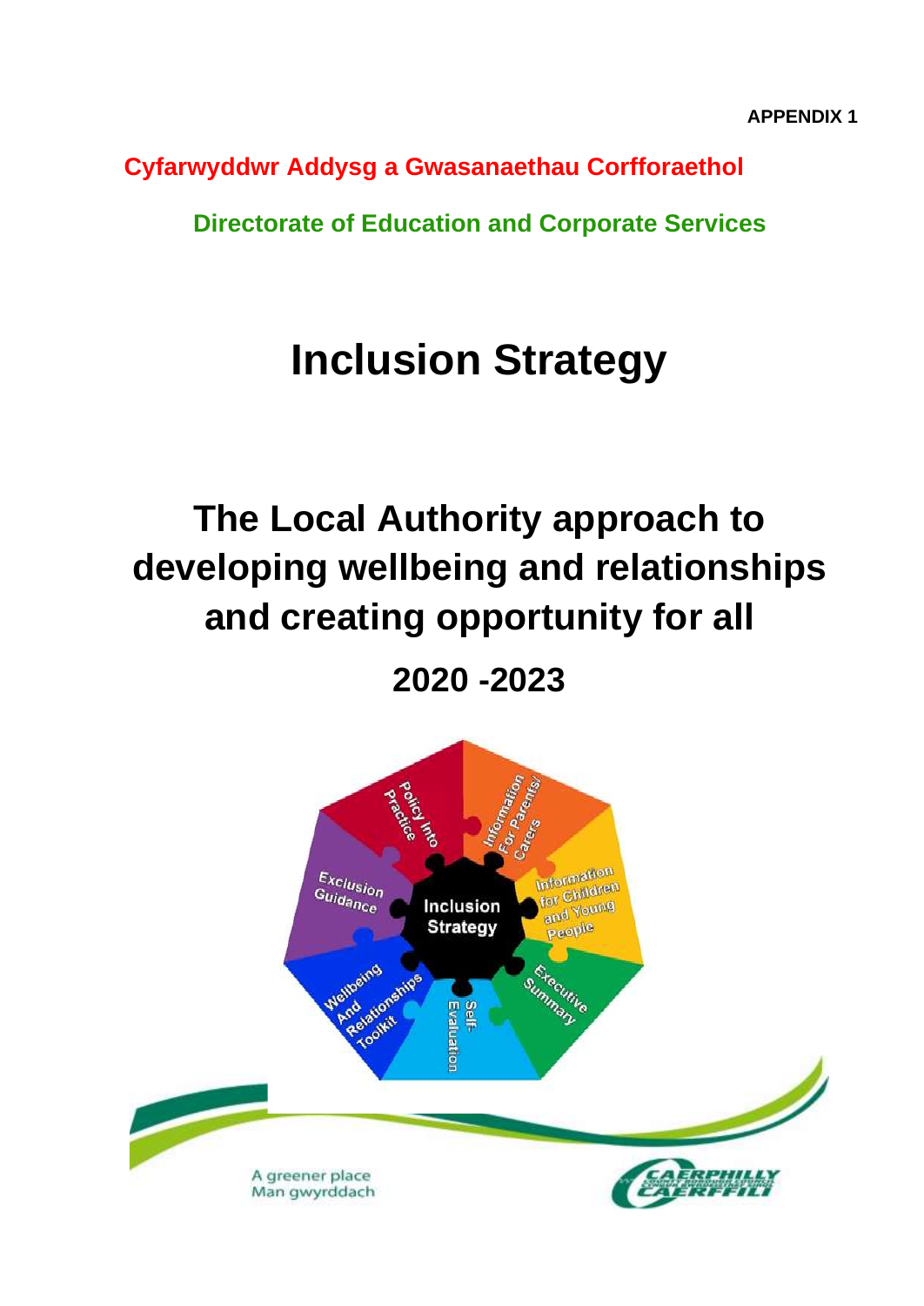**APPENDIX 1**

**Cyfarwyddwr Addysg a Gwasanaethau Corfforaethol**

**Directorate of Education and Corporate Services**

# Inclusion Strategy

## The Local Authority approach to developing wellbeing and relationships and creating opportunity for all

## 2020 -2023

Inclusion Strategy

Policy Into Practice

Information For Parents/ Carers

Information for Children and Young People

Executive Summary

Self-Evaluation

Wellbeing And Relationships Toolkit

Exclusion Guidance

A greener place
Man gwyrddach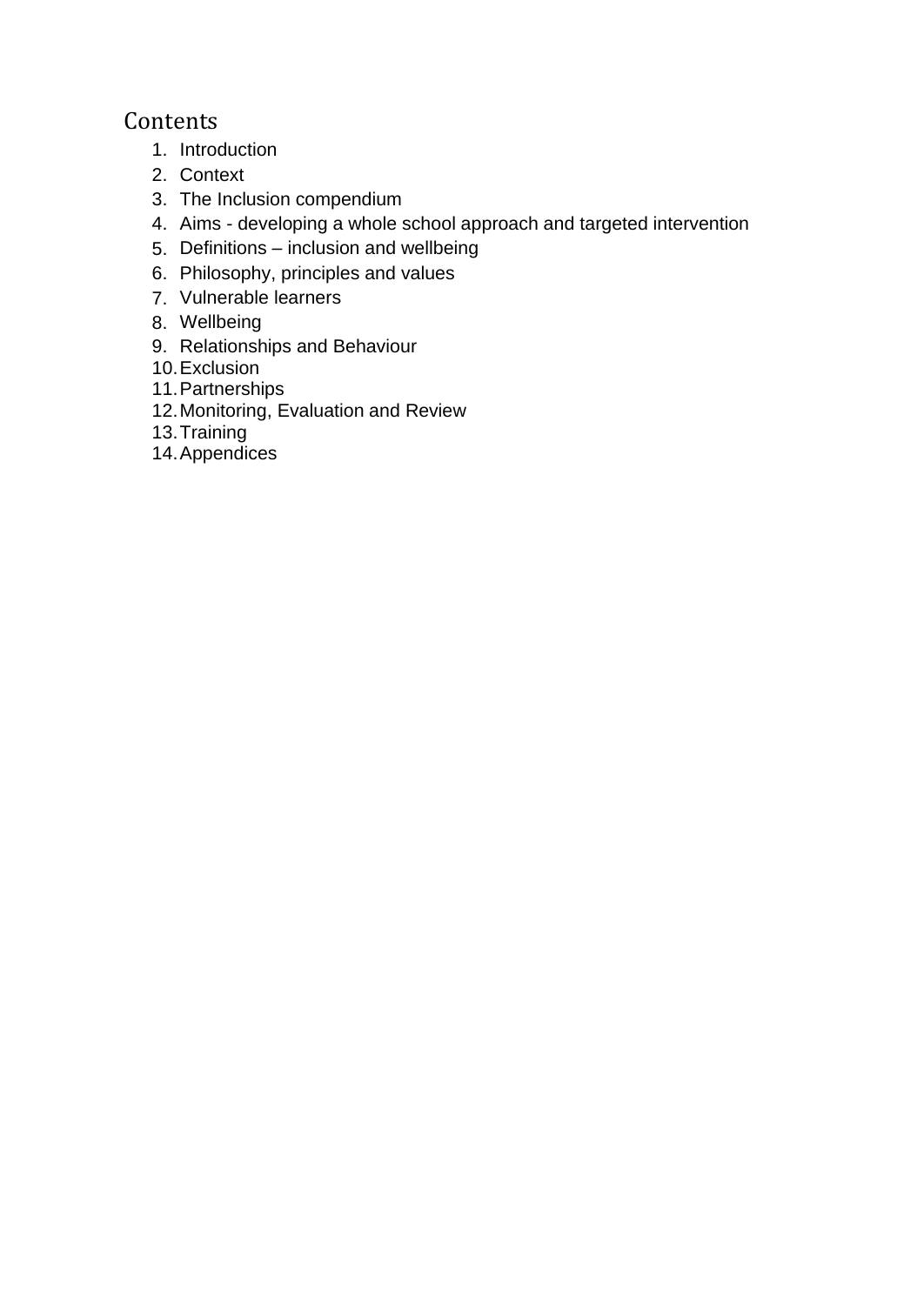## Contents

1. Introduction
2. Context
3. The Inclusion compendium
4. Aims - developing a whole school approach and targeted intervention
5. Definitions – inclusion and wellbeing
6. Philosophy, principles and values
7. Vulnerable learners
8. Wellbeing
9. Relationships and Behaviour
10. Exclusion
11. Partnerships
12. Monitoring, Evaluation and Review
13. Training
14. Appendices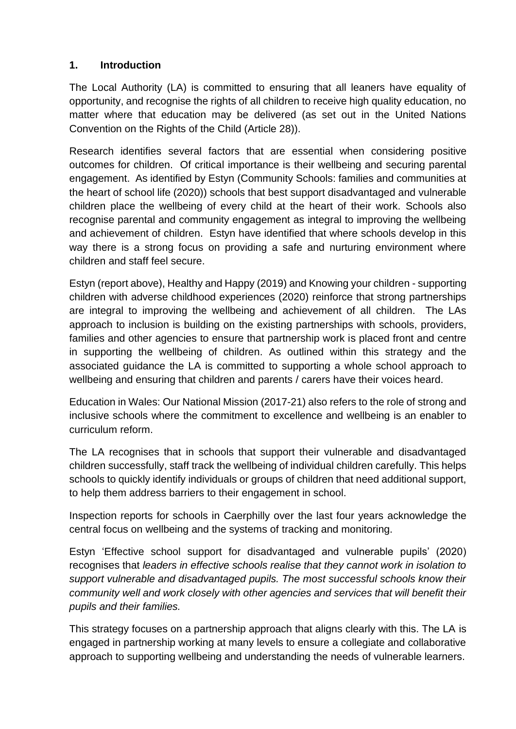## 1. Introduction

The Local Authority (LA) is committed to ensuring that all leaners have equality of opportunity, and recognise the rights of all children to receive high quality education, no matter where that education may be delivered (as set out in the United Nations Convention on the Rights of the Child (Article 28)).

Research identifies several factors that are essential when considering positive outcomes for children. Of critical importance is their wellbeing and securing parental engagement. As identified by Estyn (Community Schools: families and communities at the heart of school life (2020)) schools that best support disadvantaged and vulnerable children place the wellbeing of every child at the heart of their work. Schools also recognise parental and community engagement as integral to improving the wellbeing and achievement of children. Estyn have identified that where schools develop in this way there is a strong focus on providing a safe and nurturing environment where children and staff feel secure.

Estyn (report above), Healthy and Happy (2019) and Knowing your children - supporting children with adverse childhood experiences (2020) reinforce that strong partnerships are integral to improving the wellbeing and achievement of all children. The LAs approach to inclusion is building on the existing partnerships with schools, providers, families and other agencies to ensure that partnership work is placed front and centre in supporting the wellbeing of children. As outlined within this strategy and the associated guidance the LA is committed to supporting a whole school approach to wellbeing and ensuring that children and parents / carers have their voices heard.

Education in Wales: Our National Mission (2017-21) also refers to the role of strong and inclusive schools where the commitment to excellence and wellbeing is an enabler to curriculum reform.

The LA recognises that in schools that support their vulnerable and disadvantaged children successfully, staff track the wellbeing of individual children carefully. This helps schools to quickly identify individuals or groups of children that need additional support, to help them address barriers to their engagement in school.

Inspection reports for schools in Caerphilly over the last four years acknowledge the central focus on wellbeing and the systems of tracking and monitoring.

Estyn 'Effective school support for disadvantaged and vulnerable pupils' (2020) recognises that *leaders in effective schools realise that they cannot work in isolation to support vulnerable and disadvantaged pupils. The most successful schools know their community well and work closely with other agencies and services that will benefit their pupils and their families.*

This strategy focuses on a partnership approach that aligns clearly with this. The LA is engaged in partnership working at many levels to ensure a collegiate and collaborative approach to supporting wellbeing and understanding the needs of vulnerable learners.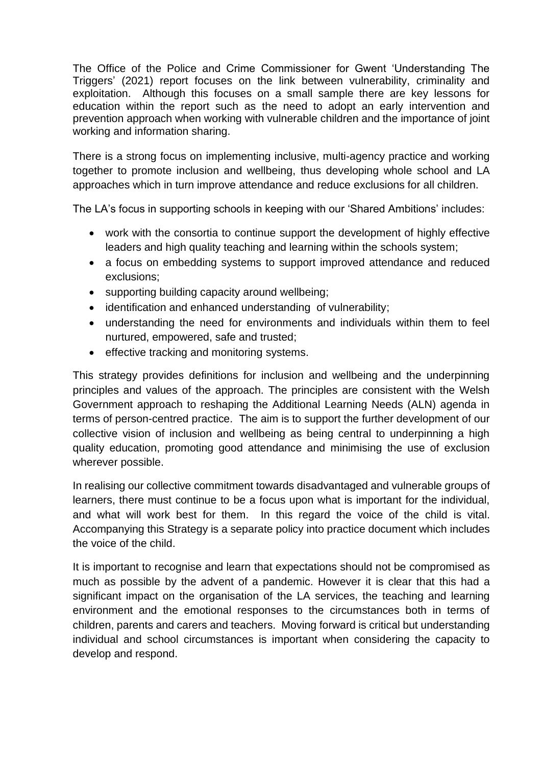The Office of the Police and Crime Commissioner for Gwent 'Understanding The Triggers' (2021) report focuses on the link between vulnerability, criminality and exploitation. Although this focuses on a small sample there are key lessons for education within the report such as the need to adopt an early intervention and prevention approach when working with vulnerable children and the importance of joint working and information sharing.

There is a strong focus on implementing inclusive, multi-agency practice and working together to promote inclusion and wellbeing, thus developing whole school and LA approaches which in turn improve attendance and reduce exclusions for all children.

The LA's focus in supporting schools in keeping with our 'Shared Ambitions' includes:

- work with the consortia to continue support the development of highly effective leaders and high quality teaching and learning within the schools system;
- a focus on embedding systems to support improved attendance and reduced exclusions;
- supporting building capacity around wellbeing;
- identification and enhanced understanding of vulnerability;
- understanding the need for environments and individuals within them to feel nurtured, empowered, safe and trusted;
- effective tracking and monitoring systems.

This strategy provides definitions for inclusion and wellbeing and the underpinning principles and values of the approach. The principles are consistent with the Welsh Government approach to reshaping the Additional Learning Needs (ALN) agenda in terms of person-centred practice. The aim is to support the further development of our collective vision of inclusion and wellbeing as being central to underpinning a high quality education, promoting good attendance and minimising the use of exclusion wherever possible.

In realising our collective commitment towards disadvantaged and vulnerable groups of learners, there must continue to be a focus upon what is important for the individual, and what will work best for them. In this regard the voice of the child is vital. Accompanying this Strategy is a separate policy into practice document which includes the voice of the child.

It is important to recognise and learn that expectations should not be compromised as much as possible by the advent of a pandemic. However it is clear that this had a significant impact on the organisation of the LA services, the teaching and learning environment and the emotional responses to the circumstances both in terms of children, parents and carers and teachers. Moving forward is critical but understanding individual and school circumstances is important when considering the capacity to develop and respond.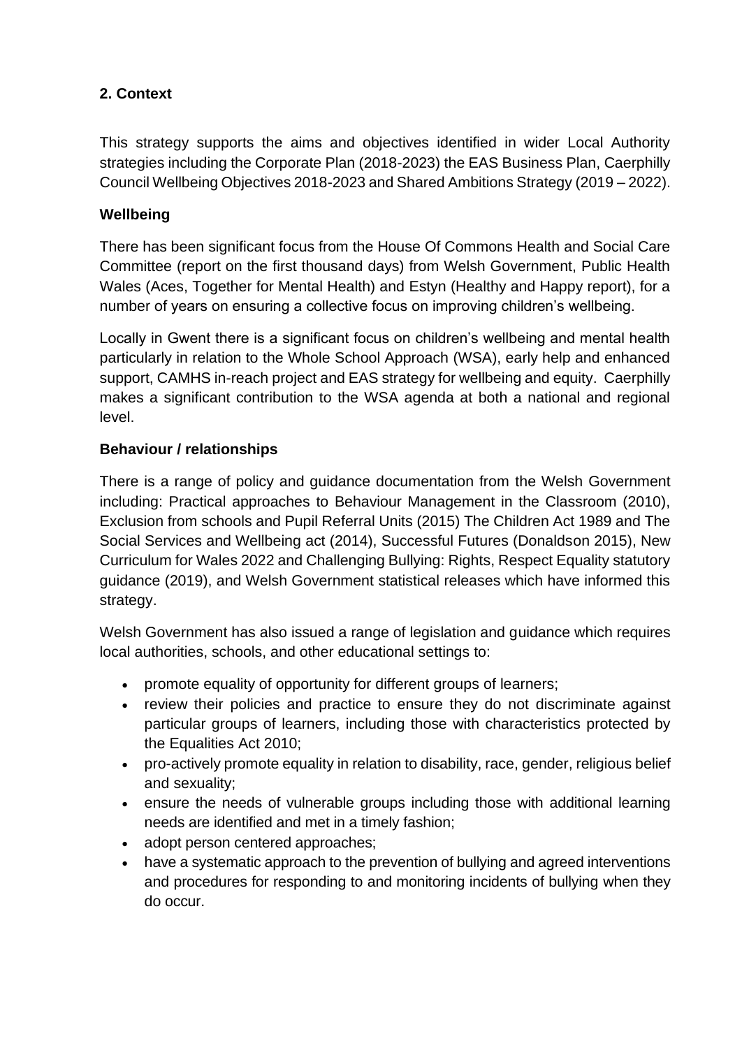## 2. Context

This strategy supports the aims and objectives identified in wider Local Authority strategies including the Corporate Plan (2018-2023) the EAS Business Plan, Caerphilly Council Wellbeing Objectives 2018-2023 and Shared Ambitions Strategy (2019 – 2022).

### Wellbeing

There has been significant focus from the House Of Commons Health and Social Care Committee (report on the first thousand days) from Welsh Government, Public Health Wales (Aces, Together for Mental Health) and Estyn (Healthy and Happy report), for a number of years on ensuring a collective focus on improving children's wellbeing.

Locally in Gwent there is a significant focus on children's wellbeing and mental health particularly in relation to the Whole School Approach (WSA), early help and enhanced support, CAMHS in-reach project and EAS strategy for wellbeing and equity. Caerphilly makes a significant contribution to the WSA agenda at both a national and regional level.

### Behaviour / relationships

There is a range of policy and guidance documentation from the Welsh Government including: Practical approaches to Behaviour Management in the Classroom (2010), Exclusion from schools and Pupil Referral Units (2015) The Children Act 1989 and The Social Services and Wellbeing act (2014), Successful Futures (Donaldson 2015), New Curriculum for Wales 2022 and Challenging Bullying: Rights, Respect Equality statutory guidance (2019), and Welsh Government statistical releases which have informed this strategy.

Welsh Government has also issued a range of legislation and guidance which requires local authorities, schools, and other educational settings to:

- promote equality of opportunity for different groups of learners;
- review their policies and practice to ensure they do not discriminate against particular groups of learners, including those with characteristics protected by the Equalities Act 2010;
- pro-actively promote equality in relation to disability, race, gender, religious belief and sexuality;
- ensure the needs of vulnerable groups including those with additional learning needs are identified and met in a timely fashion;
- adopt person centered approaches;
- have a systematic approach to the prevention of bullying and agreed interventions and procedures for responding to and monitoring incidents of bullying when they do occur.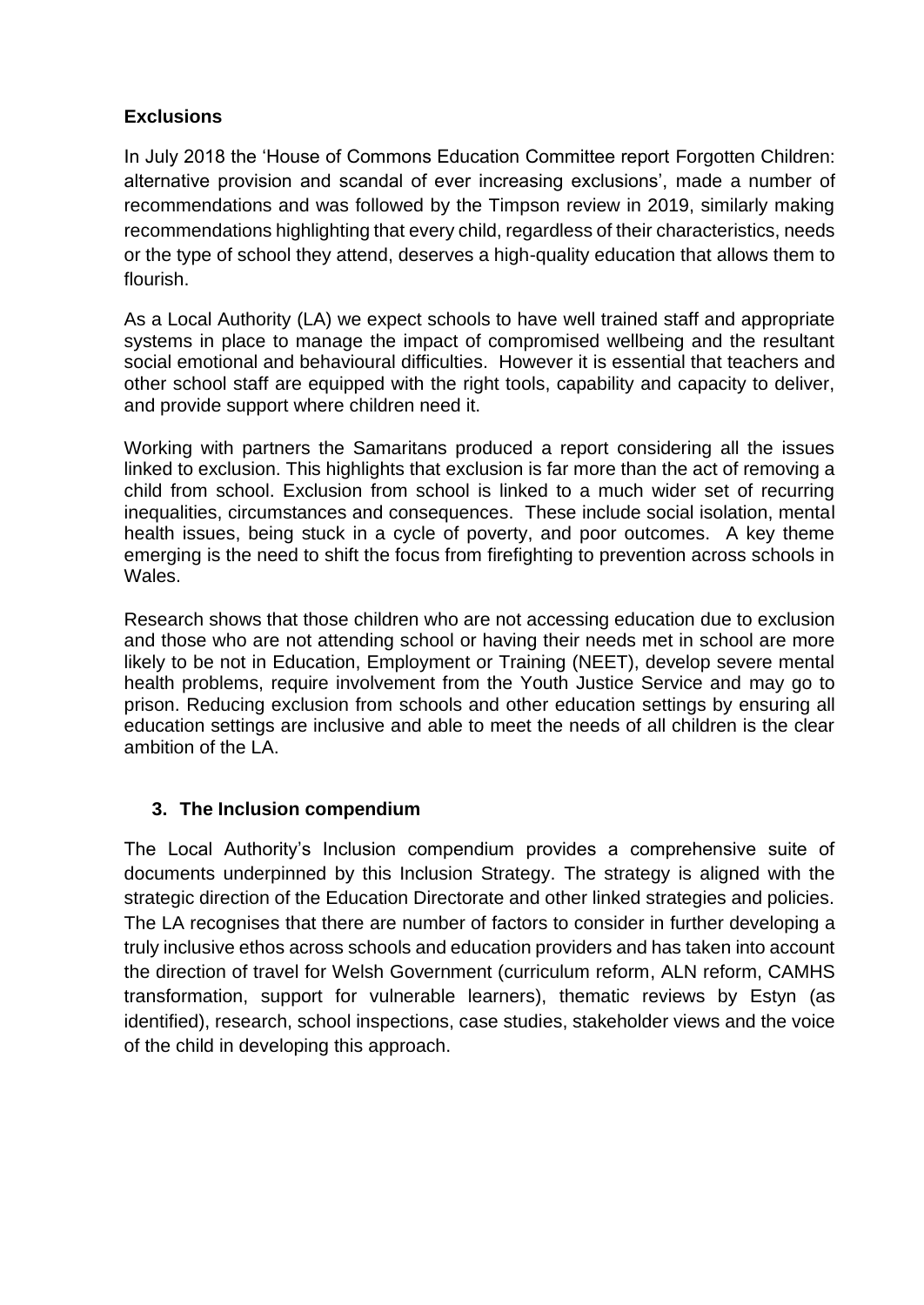**Exclusions**

In July 2018 the 'House of Commons Education Committee report Forgotten Children: alternative provision and scandal of ever increasing exclusions', made a number of recommendations and was followed by the Timpson review in 2019, similarly making recommendations highlighting that every child, regardless of their characteristics, needs or the type of school they attend, deserves a high-quality education that allows them to flourish.

As a Local Authority (LA) we expect schools to have well trained staff and appropriate systems in place to manage the impact of compromised wellbeing and the resultant social emotional and behavioural difficulties. However it is essential that teachers and other school staff are equipped with the right tools, capability and capacity to deliver, and provide support where children need it.

Working with partners the Samaritans produced a report considering all the issues linked to exclusion. This highlights that exclusion is far more than the act of removing a child from school. Exclusion from school is linked to a much wider set of recurring inequalities, circumstances and consequences. These include social isolation, mental health issues, being stuck in a cycle of poverty, and poor outcomes. A key theme emerging is the need to shift the focus from firefighting to prevention across schools in Wales.

Research shows that those children who are not accessing education due to exclusion and those who are not attending school or having their needs met in school are more likely to be not in Education, Employment or Training (NEET), develop severe mental health problems, require involvement from the Youth Justice Service and may go to prison. Reducing exclusion from schools and other education settings by ensuring all education settings are inclusive and able to meet the needs of all children is the clear ambition of the LA.

## 3. The Inclusion compendium

The Local Authority's Inclusion compendium provides a comprehensive suite of documents underpinned by this Inclusion Strategy. The strategy is aligned with the strategic direction of the Education Directorate and other linked strategies and policies. The LA recognises that there are number of factors to consider in further developing a truly inclusive ethos across schools and education providers and has taken into account the direction of travel for Welsh Government (curriculum reform, ALN reform, CAMHS transformation, support for vulnerable learners), thematic reviews by Estyn (as identified), research, school inspections, case studies, stakeholder views and the voice of the child in developing this approach.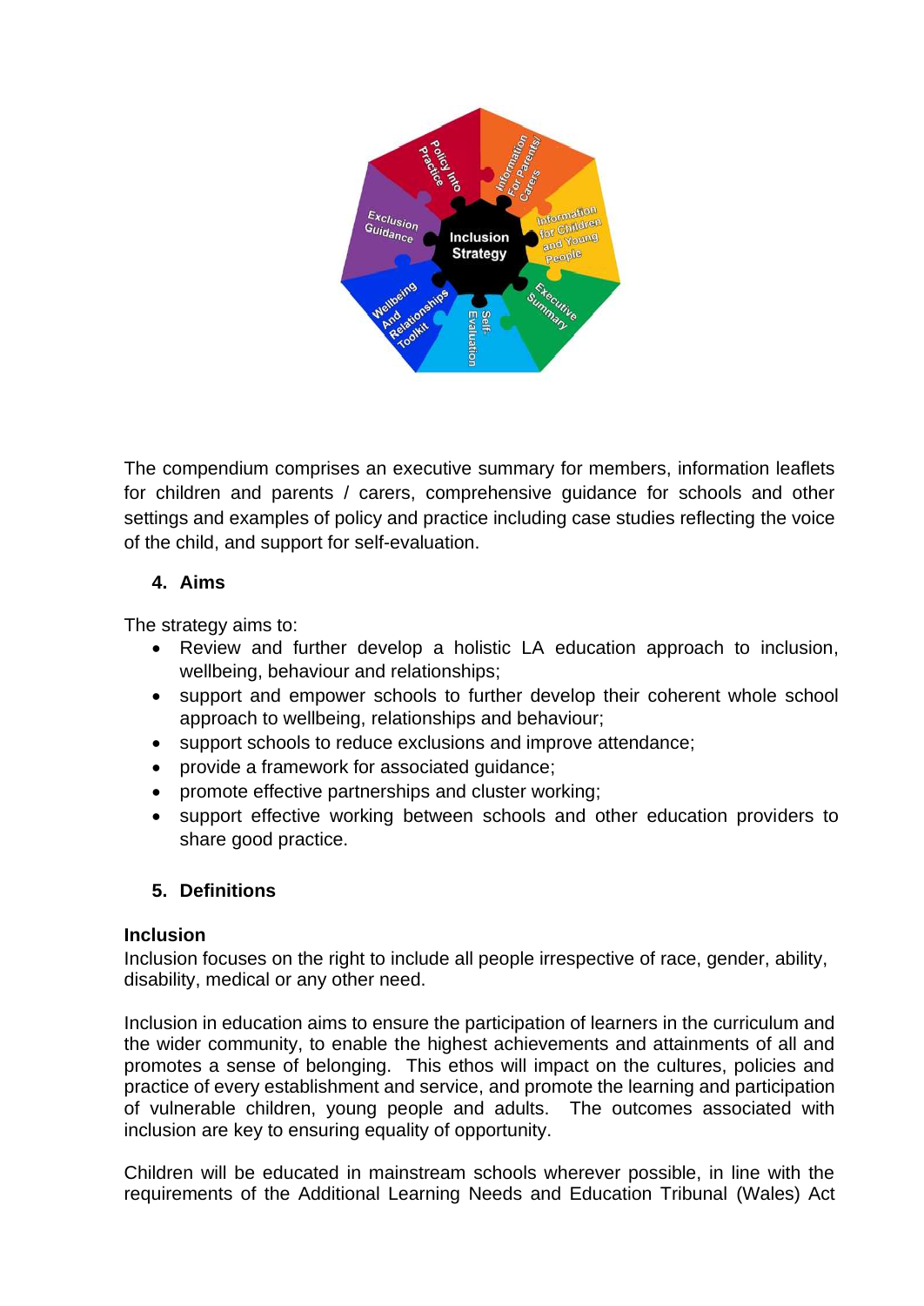The compendium comprises an executive summary for members, information leaflets for children and parents / carers, comprehensive guidance for schools and other settings and examples of policy and practice including case studies reflecting the voice of the child, and support for self-evaluation.

## 4. Aims

The strategy aims to:

- Review and further develop a holistic LA education approach to inclusion, wellbeing, behaviour and relationships;
- support and empower schools to further develop their coherent whole school approach to wellbeing, relationships and behaviour;
- support schools to reduce exclusions and improve attendance;
- provide a framework for associated guidance;
- promote effective partnerships and cluster working;
- support effective working between schools and other education providers to share good practice.

## 5. Definitions

**Inclusion**

Inclusion focuses on the right to include all people irrespective of race, gender, ability, disability, medical or any other need.

Inclusion in education aims to ensure the participation of learners in the curriculum and the wider community, to enable the highest achievements and attainments of all and promotes a sense of belonging. This ethos will impact on the cultures, policies and practice of every establishment and service, and promote the learning and participation of vulnerable children, young people and adults. The outcomes associated with inclusion are key to ensuring equality of opportunity.

Children will be educated in mainstream schools wherever possible, in line with the requirements of the Additional Learning Needs and Education Tribunal (Wales) Act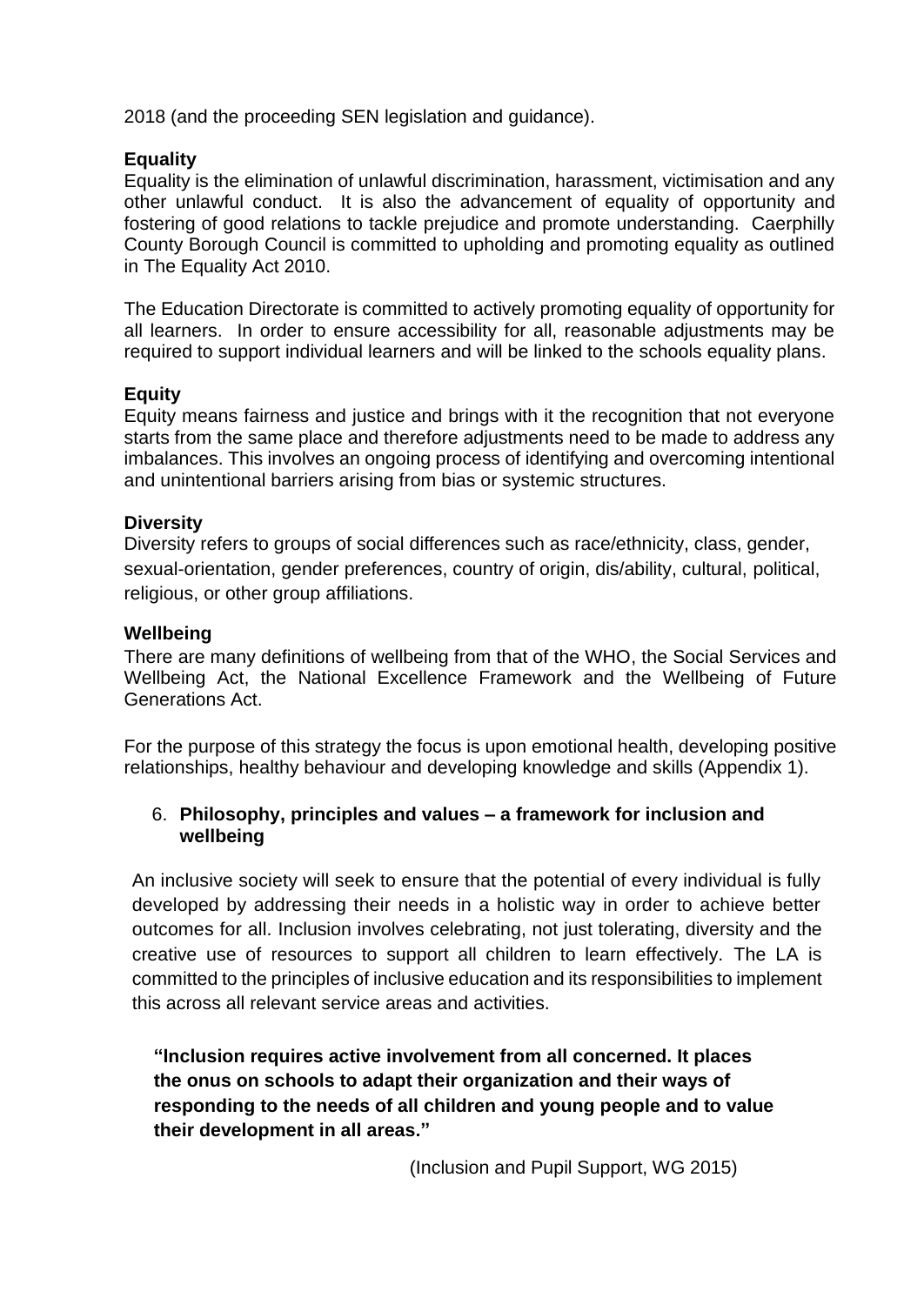2018 (and the proceeding SEN legislation and guidance).

**Equality**

Equality is the elimination of unlawful discrimination, harassment, victimisation and any other unlawful conduct. It is also the advancement of equality of opportunity and fostering of good relations to tackle prejudice and promote understanding. Caerphilly County Borough Council is committed to upholding and promoting equality as outlined in The Equality Act 2010.

The Education Directorate is committed to actively promoting equality of opportunity for all learners. In order to ensure accessibility for all, reasonable adjustments may be required to support individual learners and will be linked to the schools equality plans.

**Equity**

Equity means fairness and justice and brings with it the recognition that not everyone starts from the same place and therefore adjustments need to be made to address any imbalances. This involves an ongoing process of identifying and overcoming intentional and unintentional barriers arising from bias or systemic structures.

**Diversity**

Diversity refers to groups of social differences such as race/ethnicity, class, gender, sexual-orientation, gender preferences, country of origin, dis/ability, cultural, political, religious, or other group affiliations.

**Wellbeing**

There are many definitions of wellbeing from that of the WHO, the Social Services and Wellbeing Act, the National Excellence Framework and the Wellbeing of Future Generations Act.

For the purpose of this strategy the focus is upon emotional health, developing positive relationships, healthy behaviour and developing knowledge and skills (Appendix 1).

6. **Philosophy, principles and values – a framework for inclusion and wellbeing**

An inclusive society will seek to ensure that the potential of every individual is fully developed by addressing their needs in a holistic way in order to achieve better outcomes for all. Inclusion involves celebrating, not just tolerating, diversity and the creative use of resources to support all children to learn effectively. The LA is committed to the principles of inclusive education and its responsibilities to implement this across all relevant service areas and activities.

**"Inclusion requires active involvement from all concerned. It places the onus on schools to adapt their organization and their ways of responding to the needs of all children and young people and to value their development in all areas."**

(Inclusion and Pupil Support, WG 2015)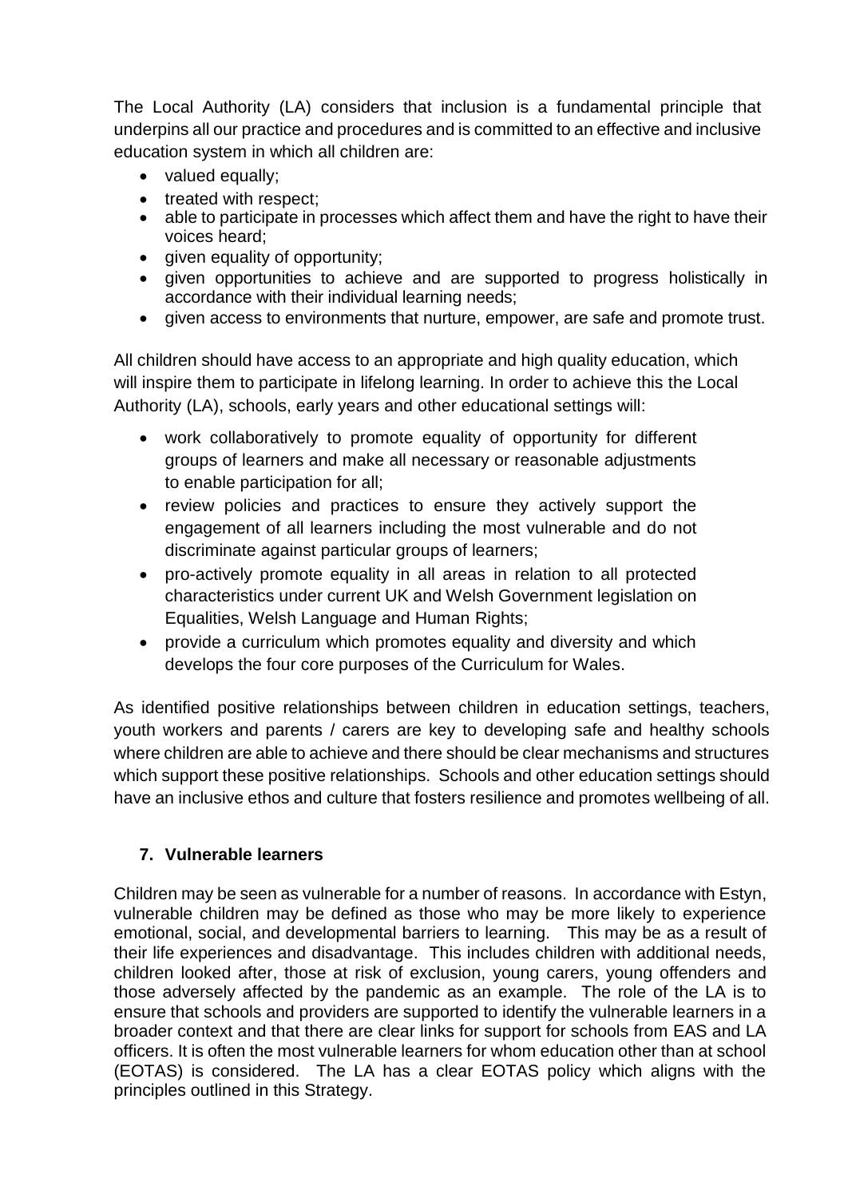The Local Authority (LA) considers that inclusion is a fundamental principle that underpins all our practice and procedures and is committed to an effective and inclusive education system in which all children are:

- valued equally;
- treated with respect;
- able to participate in processes which affect them and have the right to have their voices heard;
- given equality of opportunity;
- given opportunities to achieve and are supported to progress holistically in accordance with their individual learning needs;
- given access to environments that nurture, empower, are safe and promote trust.

All children should have access to an appropriate and high quality education, which will inspire them to participate in lifelong learning. In order to achieve this the Local Authority (LA), schools, early years and other educational settings will:

- work collaboratively to promote equality of opportunity for different groups of learners and make all necessary or reasonable adjustments to enable participation for all;
- review policies and practices to ensure they actively support the engagement of all learners including the most vulnerable and do not discriminate against particular groups of learners;
- pro-actively promote equality in all areas in relation to all protected characteristics under current UK and Welsh Government legislation on Equalities, Welsh Language and Human Rights;
- provide a curriculum which promotes equality and diversity and which develops the four core purposes of the Curriculum for Wales.

As identified positive relationships between children in education settings, teachers, youth workers and parents / carers are key to developing safe and healthy schools where children are able to achieve and there should be clear mechanisms and structures which support these positive relationships. Schools and other education settings should have an inclusive ethos and culture that fosters resilience and promotes wellbeing of all.

## 7. Vulnerable learners

Children may be seen as vulnerable for a number of reasons. In accordance with Estyn, vulnerable children may be defined as those who may be more likely to experience emotional, social, and developmental barriers to learning. This may be as a result of their life experiences and disadvantage. This includes children with additional needs, children looked after, those at risk of exclusion, young carers, young offenders and those adversely affected by the pandemic as an example. The role of the LA is to ensure that schools and providers are supported to identify the vulnerable learners in a broader context and that there are clear links for support for schools from EAS and LA officers. It is often the most vulnerable learners for whom education other than at school (EOTAS) is considered. The LA has a clear EOTAS policy which aligns with the principles outlined in this Strategy.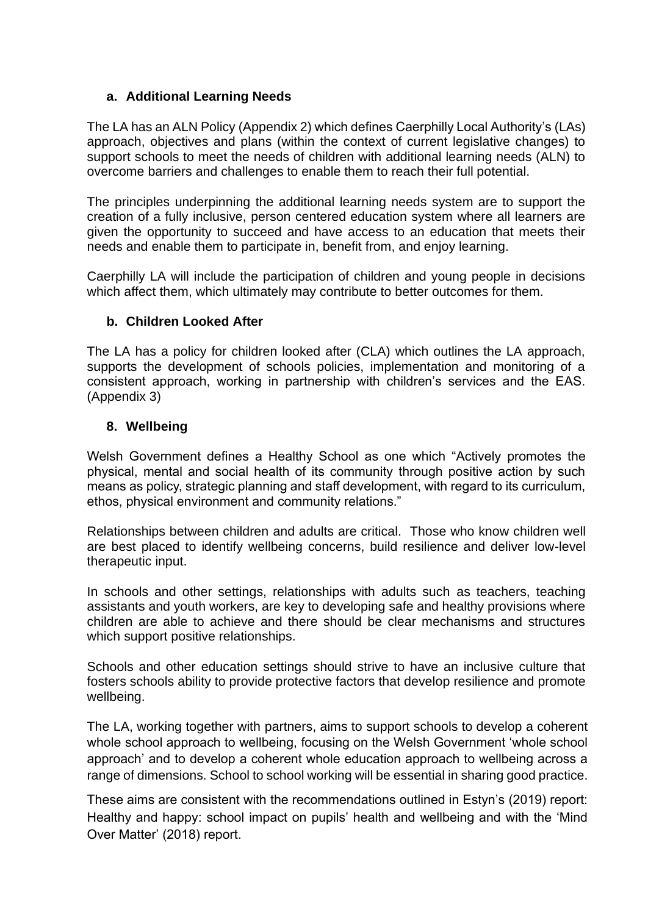### a. Additional Learning Needs

The LA has an ALN Policy (Appendix 2) which defines Caerphilly Local Authority's (LAs) approach, objectives and plans (within the context of current legislative changes) to support schools to meet the needs of children with additional learning needs (ALN) to overcome barriers and challenges to enable them to reach their full potential.

The principles underpinning the additional learning needs system are to support the creation of a fully inclusive, person centered education system where all learners are given the opportunity to succeed and have access to an education that meets their needs and enable them to participate in, benefit from, and enjoy learning.

Caerphilly LA will include the participation of children and young people in decisions which affect them, which ultimately may contribute to better outcomes for them.

### b. Children Looked After

The LA has a policy for children looked after (CLA) which outlines the LA approach, supports the development of schools policies, implementation and monitoring of a consistent approach, working in partnership with children's services and the EAS. (Appendix 3)

## 8. Wellbeing

Welsh Government defines a Healthy School as one which "Actively promotes the physical, mental and social health of its community through positive action by such means as policy, strategic planning and staff development, with regard to its curriculum, ethos, physical environment and community relations."

Relationships between children and adults are critical. Those who know children well are best placed to identify wellbeing concerns, build resilience and deliver low-level therapeutic input.

In schools and other settings, relationships with adults such as teachers, teaching assistants and youth workers, are key to developing safe and healthy provisions where children are able to achieve and there should be clear mechanisms and structures which support positive relationships.

Schools and other education settings should strive to have an inclusive culture that fosters schools ability to provide protective factors that develop resilience and promote wellbeing.

The LA, working together with partners, aims to support schools to develop a coherent whole school approach to wellbeing, focusing on the Welsh Government 'whole school approach' and to develop a coherent whole education approach to wellbeing across a range of dimensions. School to school working will be essential in sharing good practice.

These aims are consistent with the recommendations outlined in Estyn's (2019) report: Healthy and happy: school impact on pupils' health and wellbeing and with the 'Mind Over Matter' (2018) report.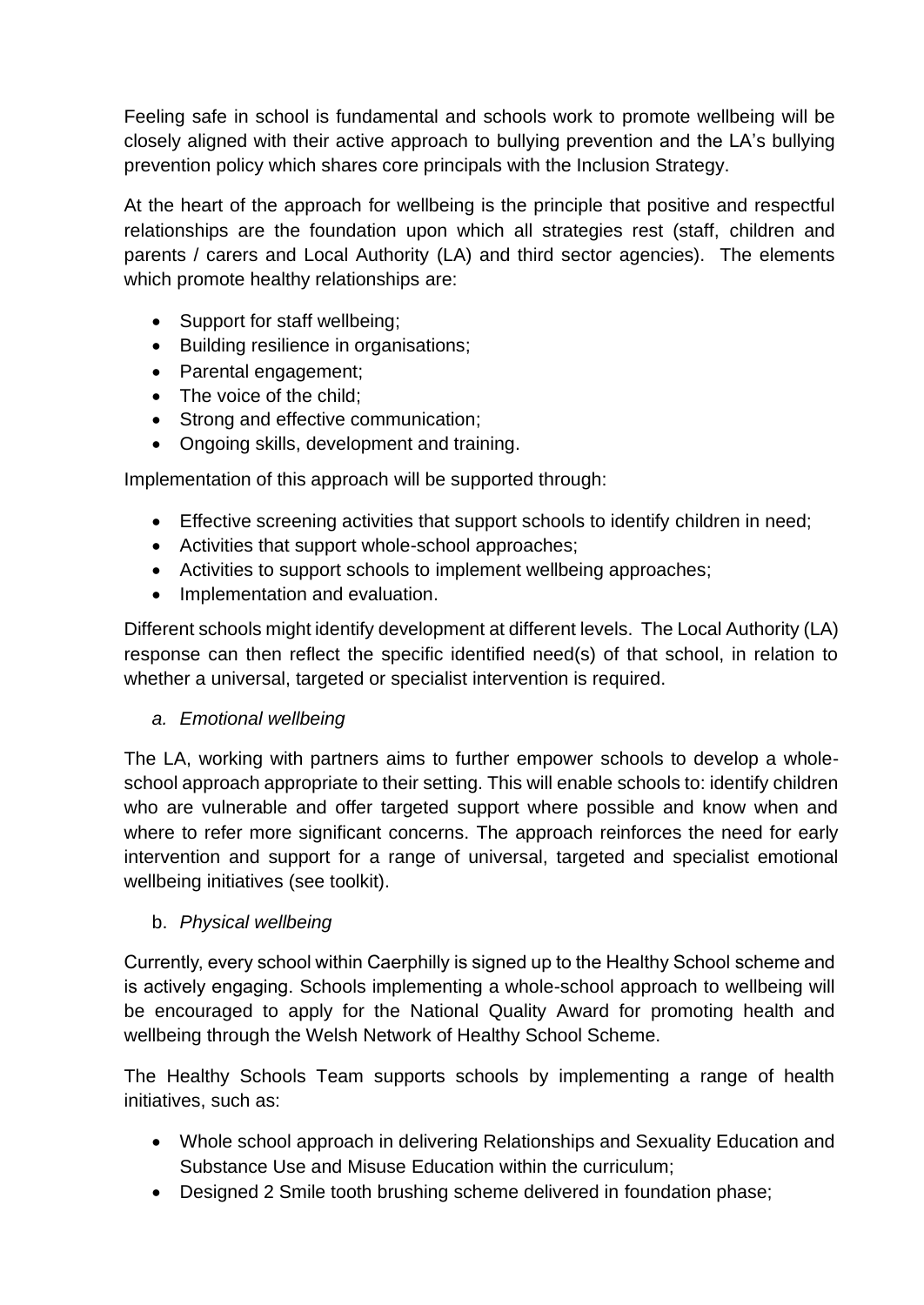Feeling safe in school is fundamental and schools work to promote wellbeing will be closely aligned with their active approach to bullying prevention and the LA's bullying prevention policy which shares core principals with the Inclusion Strategy.

At the heart of the approach for wellbeing is the principle that positive and respectful relationships are the foundation upon which all strategies rest (staff, children and parents / carers and Local Authority (LA) and third sector agencies). The elements which promote healthy relationships are:

- Support for staff wellbeing;
- Building resilience in organisations;
- Parental engagement;
- The voice of the child;
- Strong and effective communication;
- Ongoing skills, development and training.

Implementation of this approach will be supported through:

- Effective screening activities that support schools to identify children in need;
- Activities that support whole-school approaches;
- Activities to support schools to implement wellbeing approaches;
- Implementation and evaluation.

Different schools might identify development at different levels. The Local Authority (LA) response can then reflect the specific identified need(s) of that school, in relation to whether a universal, targeted or specialist intervention is required.

a. *Emotional wellbeing*

The LA, working with partners aims to further empower schools to develop a whole-school approach appropriate to their setting. This will enable schools to: identify children who are vulnerable and offer targeted support where possible and know when and where to refer more significant concerns. The approach reinforces the need for early intervention and support for a range of universal, targeted and specialist emotional wellbeing initiatives (see toolkit).

b. *Physical wellbeing*

Currently, every school within Caerphilly is signed up to the Healthy School scheme and is actively engaging. Schools implementing a whole-school approach to wellbeing will be encouraged to apply for the National Quality Award for promoting health and wellbeing through the Welsh Network of Healthy School Scheme.

The Healthy Schools Team supports schools by implementing a range of health initiatives, such as:

- Whole school approach in delivering Relationships and Sexuality Education and Substance Use and Misuse Education within the curriculum;
- Designed 2 Smile tooth brushing scheme delivered in foundation phase;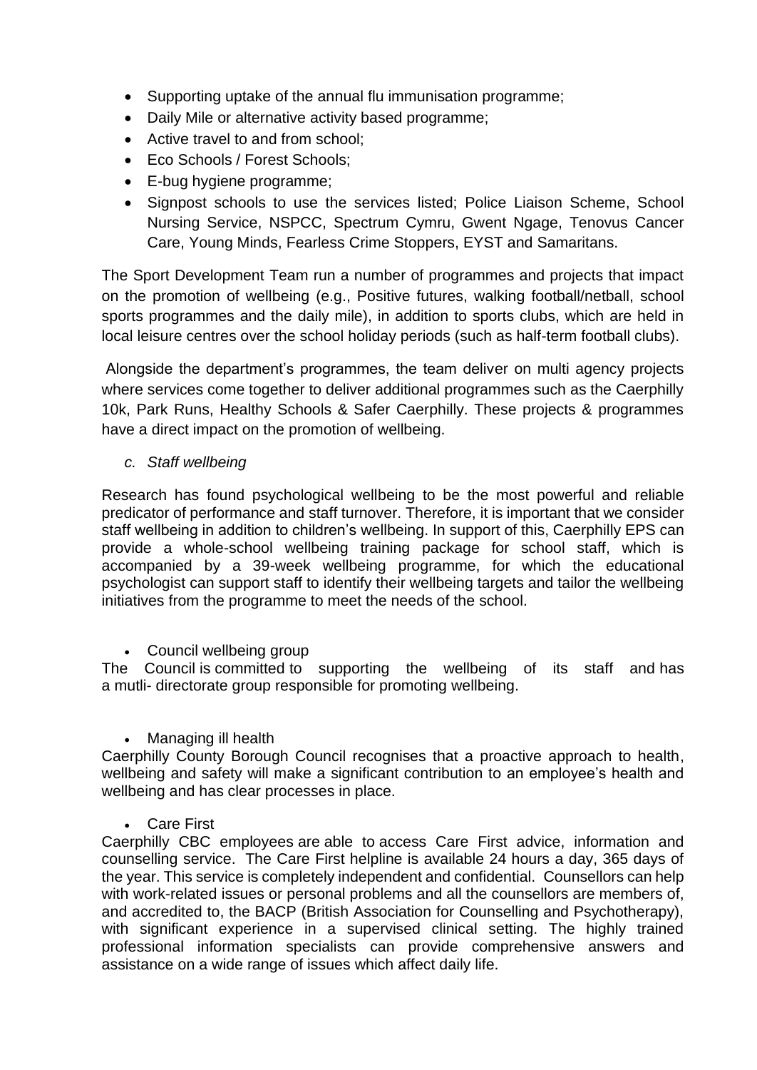- Supporting uptake of the annual flu immunisation programme;
- Daily Mile or alternative activity based programme;
- Active travel to and from school;
- Eco Schools / Forest Schools;
- E-bug hygiene programme;
- Signpost schools to use the services listed; Police Liaison Scheme, School Nursing Service, NSPCC, Spectrum Cymru, Gwent Ngage, Tenovus Cancer Care, Young Minds, Fearless Crime Stoppers, EYST and Samaritans.

The Sport Development Team run a number of programmes and projects that impact on the promotion of wellbeing (e.g., Positive futures, walking football/netball, school sports programmes and the daily mile), in addition to sports clubs, which are held in local leisure centres over the school holiday periods (such as half-term football clubs).

Alongside the department's programmes, the team deliver on multi agency projects where services come together to deliver additional programmes such as the Caerphilly 10k, Park Runs, Healthy Schools & Safer Caerphilly. These projects & programmes have a direct impact on the promotion of wellbeing.

*c. Staff wellbeing*

Research has found psychological wellbeing to be the most powerful and reliable predicator of performance and staff turnover. Therefore, it is important that we consider staff wellbeing in addition to children's wellbeing. In support of this, Caerphilly EPS can provide a whole-school wellbeing training package for school staff, which is accompanied by a 39-week wellbeing programme, for which the educational psychologist can support staff to identify their wellbeing targets and tailor the wellbeing initiatives from the programme to meet the needs of the school.

- Council wellbeing group

The Council is committed to supporting the wellbeing of its staff and has a mutli- directorate group responsible for promoting wellbeing.

- Managing ill health

Caerphilly County Borough Council recognises that a proactive approach to health, wellbeing and safety will make a significant contribution to an employee's health and wellbeing and has clear processes in place.

- Care First

Caerphilly CBC employees are able to access Care First advice, information and counselling service. The Care First helpline is available 24 hours a day, 365 days of the year. This service is completely independent and confidential. Counsellors can help with work-related issues or personal problems and all the counsellors are members of, and accredited to, the BACP (British Association for Counselling and Psychotherapy), with significant experience in a supervised clinical setting. The highly trained professional information specialists can provide comprehensive answers and assistance on a wide range of issues which affect daily life.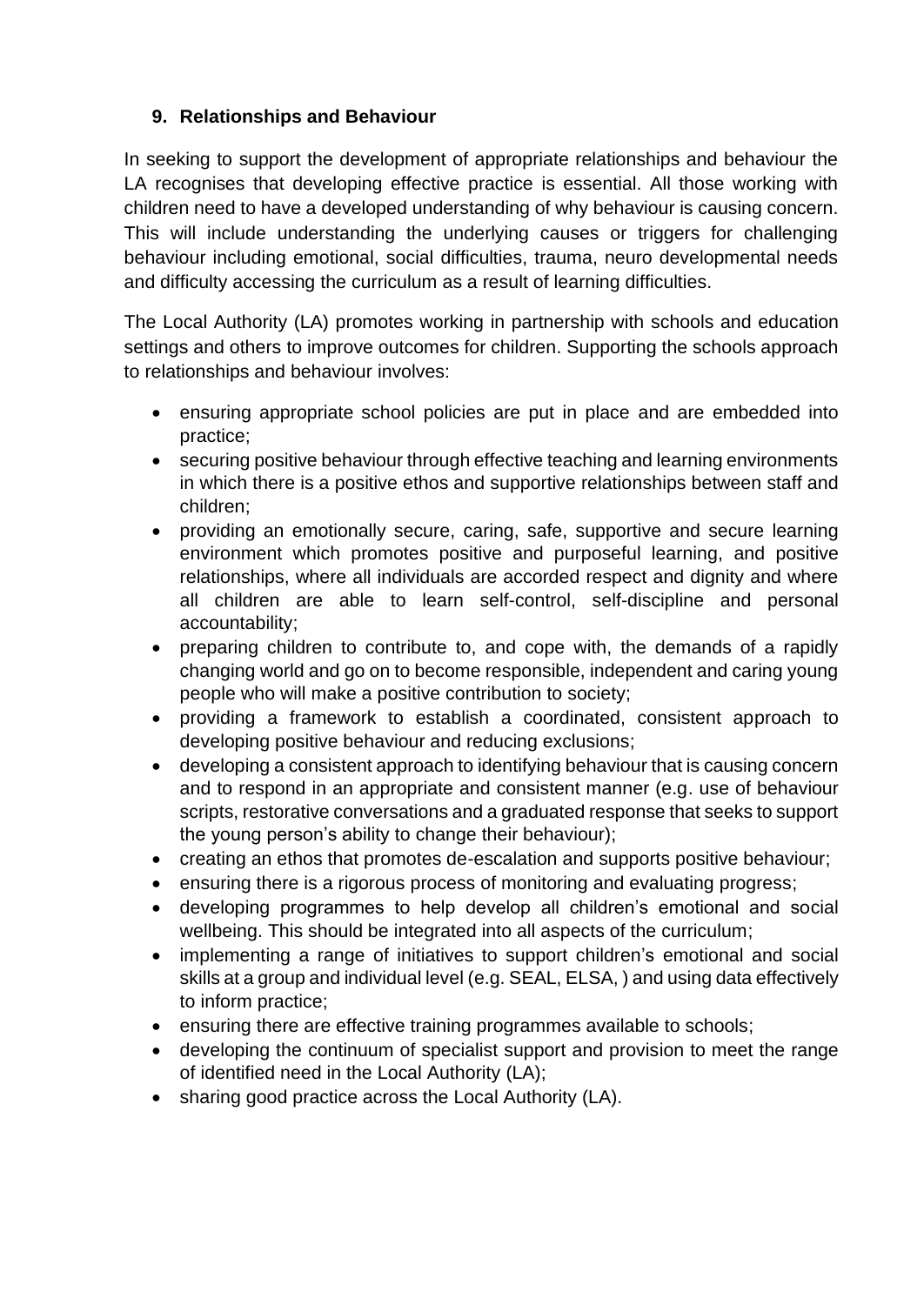## 9. Relationships and Behaviour

In seeking to support the development of appropriate relationships and behaviour the LA recognises that developing effective practice is essential. All those working with children need to have a developed understanding of why behaviour is causing concern. This will include understanding the underlying causes or triggers for challenging behaviour including emotional, social difficulties, trauma, neuro developmental needs and difficulty accessing the curriculum as a result of learning difficulties.

The Local Authority (LA) promotes working in partnership with schools and education settings and others to improve outcomes for children. Supporting the schools approach to relationships and behaviour involves:

- ensuring appropriate school policies are put in place and are embedded into practice;
- securing positive behaviour through effective teaching and learning environments in which there is a positive ethos and supportive relationships between staff and children;
- providing an emotionally secure, caring, safe, supportive and secure learning environment which promotes positive and purposeful learning, and positive relationships, where all individuals are accorded respect and dignity and where all children are able to learn self-control, self-discipline and personal accountability;
- preparing children to contribute to, and cope with, the demands of a rapidly changing world and go on to become responsible, independent and caring young people who will make a positive contribution to society;
- providing a framework to establish a coordinated, consistent approach to developing positive behaviour and reducing exclusions;
- developing a consistent approach to identifying behaviour that is causing concern and to respond in an appropriate and consistent manner (e.g. use of behaviour scripts, restorative conversations and a graduated response that seeks to support the young person's ability to change their behaviour);
- creating an ethos that promotes de-escalation and supports positive behaviour;
- ensuring there is a rigorous process of monitoring and evaluating progress;
- developing programmes to help develop all children's emotional and social wellbeing. This should be integrated into all aspects of the curriculum;
- implementing a range of initiatives to support children's emotional and social skills at a group and individual level (e.g. SEAL, ELSA, ) and using data effectively to inform practice;
- ensuring there are effective training programmes available to schools;
- developing the continuum of specialist support and provision to meet the range of identified need in the Local Authority (LA);
- sharing good practice across the Local Authority (LA).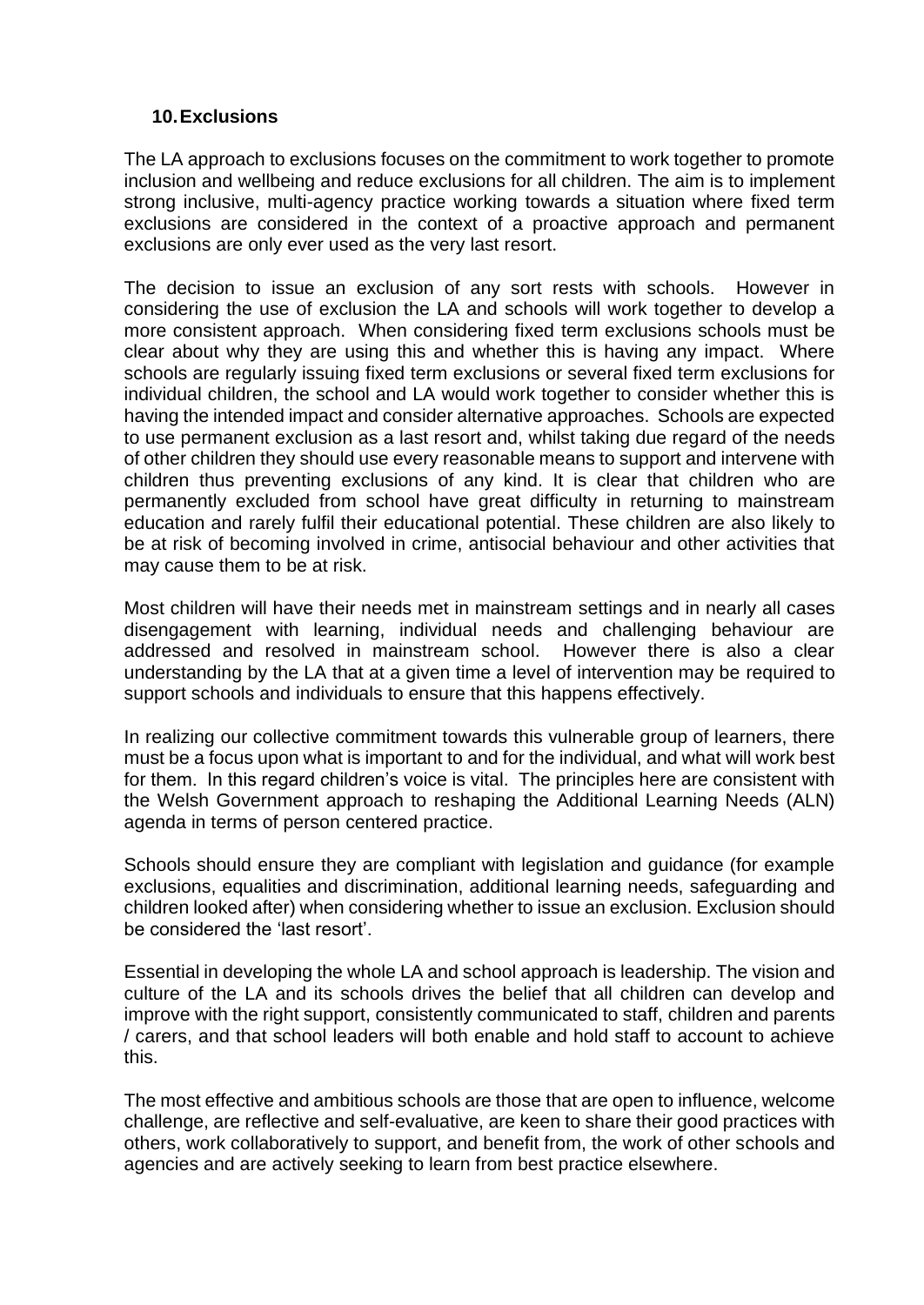## 10. Exclusions

The LA approach to exclusions focuses on the commitment to work together to promote inclusion and wellbeing and reduce exclusions for all children. The aim is to implement strong inclusive, multi-agency practice working towards a situation where fixed term exclusions are considered in the context of a proactive approach and permanent exclusions are only ever used as the very last resort.

The decision to issue an exclusion of any sort rests with schools. However in considering the use of exclusion the LA and schools will work together to develop a more consistent approach. When considering fixed term exclusions schools must be clear about why they are using this and whether this is having any impact. Where schools are regularly issuing fixed term exclusions or several fixed term exclusions for individual children, the school and LA would work together to consider whether this is having the intended impact and consider alternative approaches. Schools are expected to use permanent exclusion as a last resort and, whilst taking due regard of the needs of other children they should use every reasonable means to support and intervene with children thus preventing exclusions of any kind. It is clear that children who are permanently excluded from school have great difficulty in returning to mainstream education and rarely fulfil their educational potential. These children are also likely to be at risk of becoming involved in crime, antisocial behaviour and other activities that may cause them to be at risk.

Most children will have their needs met in mainstream settings and in nearly all cases disengagement with learning, individual needs and challenging behaviour are addressed and resolved in mainstream school. However there is also a clear understanding by the LA that at a given time a level of intervention may be required to support schools and individuals to ensure that this happens effectively.

In realizing our collective commitment towards this vulnerable group of learners, there must be a focus upon what is important to and for the individual, and what will work best for them. In this regard children's voice is vital. The principles here are consistent with the Welsh Government approach to reshaping the Additional Learning Needs (ALN) agenda in terms of person centered practice.

Schools should ensure they are compliant with legislation and guidance (for example exclusions, equalities and discrimination, additional learning needs, safeguarding and children looked after) when considering whether to issue an exclusion. Exclusion should be considered the 'last resort'.

Essential in developing the whole LA and school approach is leadership. The vision and culture of the LA and its schools drives the belief that all children can develop and improve with the right support, consistently communicated to staff, children and parents / carers, and that school leaders will both enable and hold staff to account to achieve this.

The most effective and ambitious schools are those that are open to influence, welcome challenge, are reflective and self-evaluative, are keen to share their good practices with others, work collaboratively to support, and benefit from, the work of other schools and agencies and are actively seeking to learn from best practice elsewhere.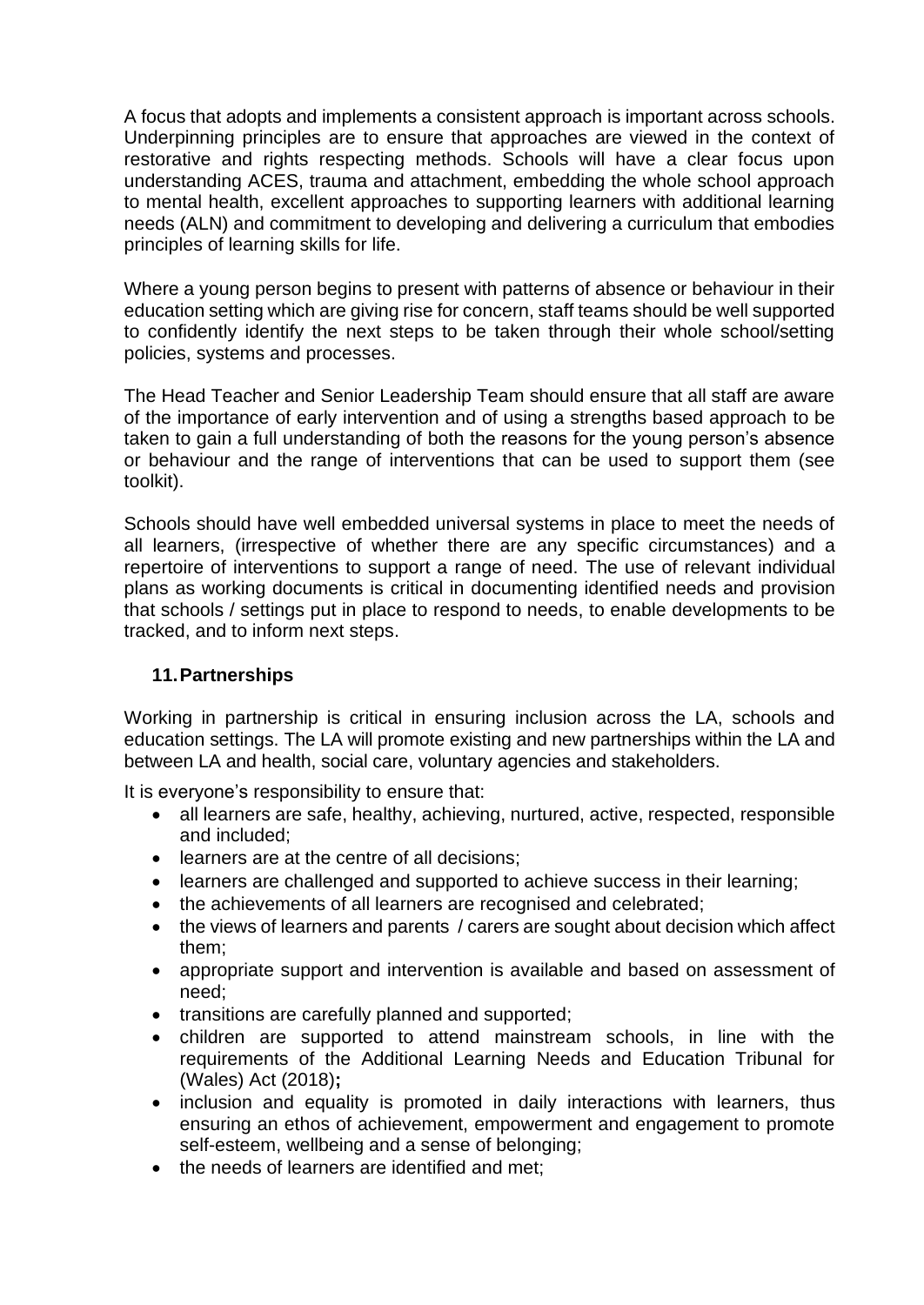A focus that adopts and implements a consistent approach is important across schools. Underpinning principles are to ensure that approaches are viewed in the context of restorative and rights respecting methods. Schools will have a clear focus upon understanding ACES, trauma and attachment, embedding the whole school approach to mental health, excellent approaches to supporting learners with additional learning needs (ALN) and commitment to developing and delivering a curriculum that embodies principles of learning skills for life.

Where a young person begins to present with patterns of absence or behaviour in their education setting which are giving rise for concern, staff teams should be well supported to confidently identify the next steps to be taken through their whole school/setting policies, systems and processes.

The Head Teacher and Senior Leadership Team should ensure that all staff are aware of the importance of early intervention and of using a strengths based approach to be taken to gain a full understanding of both the reasons for the young person's absence or behaviour and the range of interventions that can be used to support them (see toolkit).

Schools should have well embedded universal systems in place to meet the needs of all learners, (irrespective of whether there are any specific circumstances) and a repertoire of interventions to support a range of need. The use of relevant individual plans as working documents is critical in documenting identified needs and provision that schools / settings put in place to respond to needs, to enable developments to be tracked, and to inform next steps.

## 11. Partnerships

Working in partnership is critical in ensuring inclusion across the LA, schools and education settings. The LA will promote existing and new partnerships within the LA and between LA and health, social care, voluntary agencies and stakeholders.

It is everyone's responsibility to ensure that:

- all learners are safe, healthy, achieving, nurtured, active, respected, responsible and included;
- learners are at the centre of all decisions;
- learners are challenged and supported to achieve success in their learning;
- the achievements of all learners are recognised and celebrated;
- the views of learners and parents / carers are sought about decision which affect them;
- appropriate support and intervention is available and based on assessment of need;
- transitions are carefully planned and supported;
- children are supported to attend mainstream schools, in line with the requirements of the Additional Learning Needs and Education Tribunal for (Wales) Act (2018)**;**
- inclusion and equality is promoted in daily interactions with learners, thus ensuring an ethos of achievement, empowerment and engagement to promote self-esteem, wellbeing and a sense of belonging;
- the needs of learners are identified and met;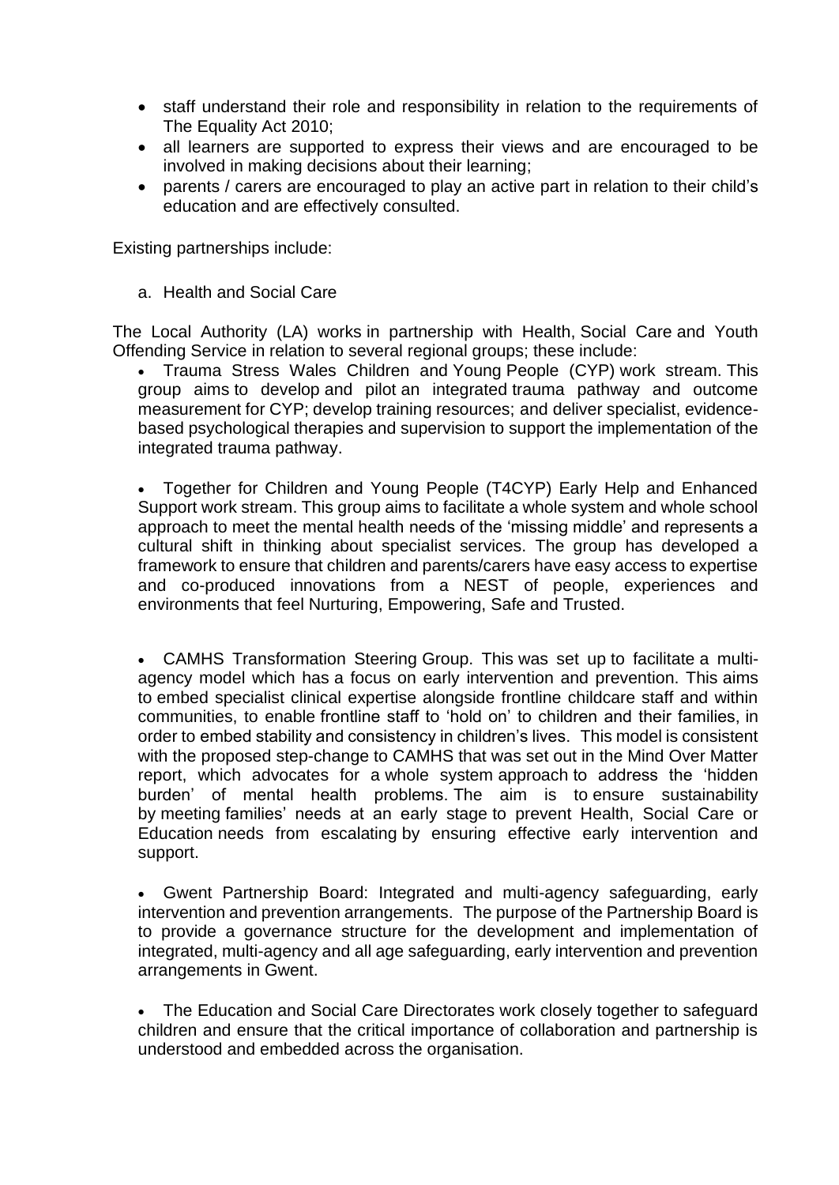- staff understand their role and responsibility in relation to the requirements of The Equality Act 2010;
- all learners are supported to express their views and are encouraged to be involved in making decisions about their learning;
- parents / carers are encouraged to play an active part in relation to their child's education and are effectively consulted.

Existing partnerships include:

a. Health and Social Care

The Local Authority (LA) works in partnership with Health, Social Care and Youth Offending Service in relation to several regional groups; these include:

- Trauma Stress Wales Children and Young People (CYP) work stream. This group aims to develop and pilot an integrated trauma pathway and outcome measurement for CYP; develop training resources; and deliver specialist, evidence-based psychological therapies and supervision to support the implementation of the integrated trauma pathway.

- Together for Children and Young People (T4CYP) Early Help and Enhanced Support work stream. This group aims to facilitate a whole system and whole school approach to meet the mental health needs of the 'missing middle' and represents a cultural shift in thinking about specialist services. The group has developed a framework to ensure that children and parents/carers have easy access to expertise and co-produced innovations from a NEST of people, experiences and environments that feel Nurturing, Empowering, Safe and Trusted.

- CAMHS Transformation Steering Group. This was set up to facilitate a multi-agency model which has a focus on early intervention and prevention. This aims to embed specialist clinical expertise alongside frontline childcare staff and within communities, to enable frontline staff to 'hold on' to children and their families, in order to embed stability and consistency in children's lives. This model is consistent with the proposed step-change to CAMHS that was set out in the Mind Over Matter report, which advocates for a whole system approach to address the 'hidden burden' of mental health problems. The aim is to ensure sustainability by meeting families' needs at an early stage to prevent Health, Social Care or Education needs from escalating by ensuring effective early intervention and support.

- Gwent Partnership Board: Integrated and multi-agency safeguarding, early intervention and prevention arrangements. The purpose of the Partnership Board is to provide a governance structure for the development and implementation of integrated, multi-agency and all age safeguarding, early intervention and prevention arrangements in Gwent.

- The Education and Social Care Directorates work closely together to safeguard children and ensure that the critical importance of collaboration and partnership is understood and embedded across the organisation.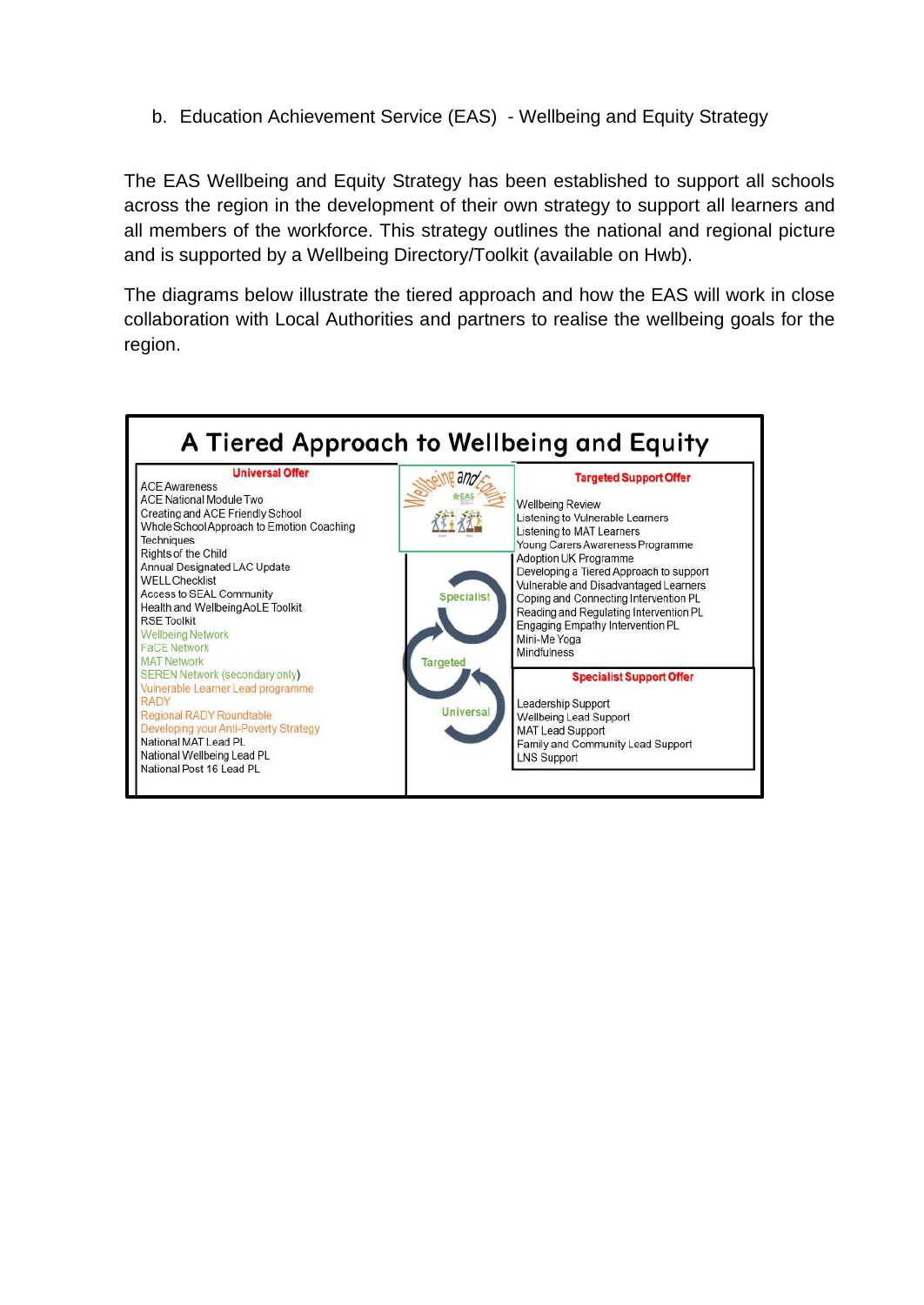b. Education Achievement Service (EAS) - Wellbeing and Equity Strategy

The EAS Wellbeing and Equity Strategy has been established to support all schools across the region in the development of their own strategy to support all learners and all members of the workforce. This strategy outlines the national and regional picture and is supported by a Wellbeing Directory/Toolkit (available on Hwb).

The diagrams below illustrate the tiered approach and how the EAS will work in close collaboration with Local Authorities and partners to realise the wellbeing goals for the region.

## A Tiered Approach to Wellbeing and Equity

**Universal Offer**

- ACE Awareness
- ACE National Module Two
- Creating and ACE Friendly School
- Whole School Approach to Emotion Coaching Techniques
- Rights of the Child
- Annual Designated LAC Update
- WELL Checklist
- Access to SEAL Community
- Health and Wellbeing AoLE Toolkit
- RSE Toolkit
- Wellbeing Network
- FaCE Network
- MAT Network
- SEREN Network (secondary only)
- Vulnerable Learner Lead programme
- RADY
- Regional RADY Roundtable
- Developing your Anti-Poverty Strategy
- National MAT Lead PL
- National Wellbeing Lead PL
- National Post 16 Lead PL

Wellbeing and Equity – EAS

Specialist – Targeted – Universal

**Targeted Support Offer**

- Wellbeing Review
- Listening to Vulnerable Learners
- Listening to MAT Learners
- Young Carers Awareness Programme
- Adoption UK Programme
- Developing a Tiered Approach to support Vulnerable and Disadvantaged Learners
- Coping and Connecting Intervention PL
- Reading and Regulating Intervention PL
- Engaging Empathy Intervention PL
- Mini-Me Yoga
- Mindfulness

**Specialist Support Offer**

- Leadership Support
- Wellbeing Lead Support
- MAT Lead Support
- Family and Community Lead Support
- LNS Support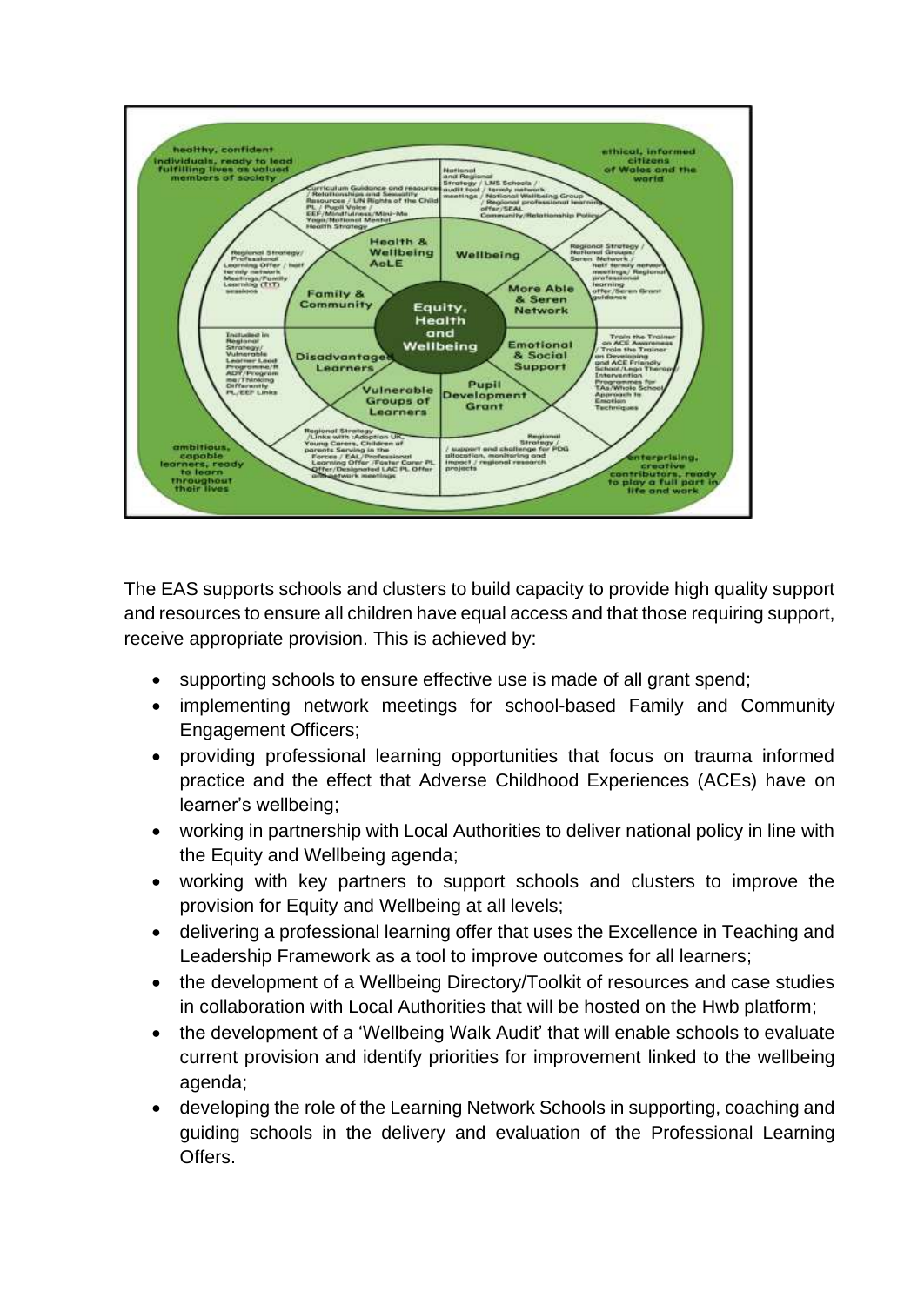The EAS supports schools and clusters to build capacity to provide high quality support and resources to ensure all children have equal access and that those requiring support, receive appropriate provision. This is achieved by:

- supporting schools to ensure effective use is made of all grant spend;
- implementing network meetings for school-based Family and Community Engagement Officers;
- providing professional learning opportunities that focus on trauma informed practice and the effect that Adverse Childhood Experiences (ACEs) have on learner's wellbeing;
- working in partnership with Local Authorities to deliver national policy in line with the Equity and Wellbeing agenda;
- working with key partners to support schools and clusters to improve the provision for Equity and Wellbeing at all levels;
- delivering a professional learning offer that uses the Excellence in Teaching and Leadership Framework as a tool to improve outcomes for all learners;
- the development of a Wellbeing Directory/Toolkit of resources and case studies in collaboration with Local Authorities that will be hosted on the Hwb platform;
- the development of a 'Wellbeing Walk Audit' that will enable schools to evaluate current provision and identify priorities for improvement linked to the wellbeing agenda;
- developing the role of the Learning Network Schools in supporting, coaching and guiding schools in the delivery and evaluation of the Professional Learning Offers.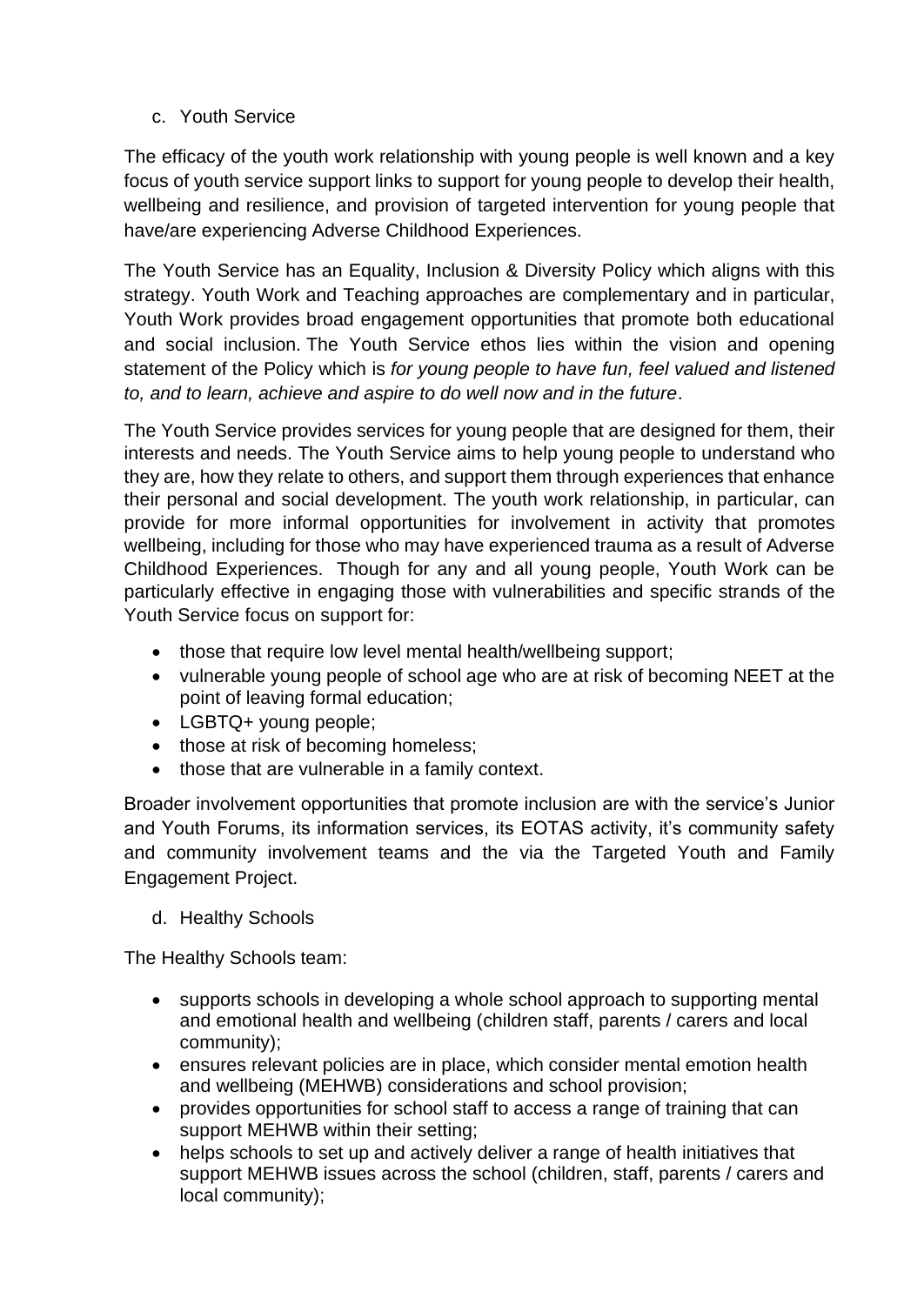c. Youth Service

The efficacy of the youth work relationship with young people is well known and a key focus of youth service support links to support for young people to develop their health, wellbeing and resilience, and provision of targeted intervention for young people that have/are experiencing Adverse Childhood Experiences.

The Youth Service has an Equality, Inclusion & Diversity Policy which aligns with this strategy. Youth Work and Teaching approaches are complementary and in particular, Youth Work provides broad engagement opportunities that promote both educational and social inclusion. The Youth Service ethos lies within the vision and opening statement of the Policy which is *for young people to have fun, feel valued and listened to, and to learn, achieve and aspire to do well now and in the future*.

The Youth Service provides services for young people that are designed for them, their interests and needs. The Youth Service aims to help young people to understand who they are, how they relate to others, and support them through experiences that enhance their personal and social development. The youth work relationship, in particular, can provide for more informal opportunities for involvement in activity that promotes wellbeing, including for those who may have experienced trauma as a result of Adverse Childhood Experiences. Though for any and all young people, Youth Work can be particularly effective in engaging those with vulnerabilities and specific strands of the Youth Service focus on support for:

- those that require low level mental health/wellbeing support;
- vulnerable young people of school age who are at risk of becoming NEET at the point of leaving formal education;
- LGBTQ+ young people;
- those at risk of becoming homeless;
- those that are vulnerable in a family context.

Broader involvement opportunities that promote inclusion are with the service's Junior and Youth Forums, its information services, its EOTAS activity, it's community safety and community involvement teams and the via the Targeted Youth and Family Engagement Project.

d. Healthy Schools

The Healthy Schools team:

- supports schools in developing a whole school approach to supporting mental and emotional health and wellbeing (children staff, parents / carers and local community);
- ensures relevant policies are in place, which consider mental emotion health and wellbeing (MEHWB) considerations and school provision;
- provides opportunities for school staff to access a range of training that can support MEHWB within their setting;
- helps schools to set up and actively deliver a range of health initiatives that support MEHWB issues across the school (children, staff, parents / carers and local community);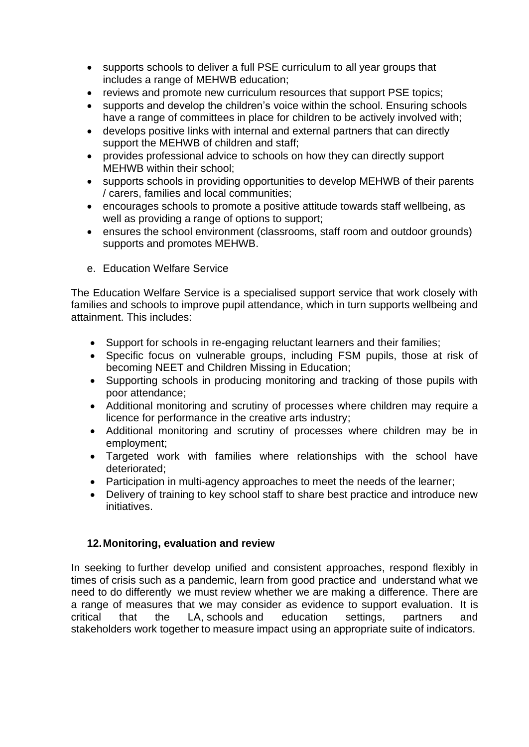- supports schools to deliver a full PSE curriculum to all year groups that includes a range of MEHWB education;
- reviews and promote new curriculum resources that support PSE topics;
- supports and develop the children's voice within the school. Ensuring schools have a range of committees in place for children to be actively involved with;
- develops positive links with internal and external partners that can directly support the MEHWB of children and staff;
- provides professional advice to schools on how they can directly support MEHWB within their school;
- supports schools in providing opportunities to develop MEHWB of their parents / carers, families and local communities;
- encourages schools to promote a positive attitude towards staff wellbeing, as well as providing a range of options to support;
- ensures the school environment (classrooms, staff room and outdoor grounds) supports and promotes MEHWB.

e. Education Welfare Service

The Education Welfare Service is a specialised support service that work closely with families and schools to improve pupil attendance, which in turn supports wellbeing and attainment. This includes:

- Support for schools in re-engaging reluctant learners and their families;
- Specific focus on vulnerable groups, including FSM pupils, those at risk of becoming NEET and Children Missing in Education;
- Supporting schools in producing monitoring and tracking of those pupils with poor attendance;
- Additional monitoring and scrutiny of processes where children may require a licence for performance in the creative arts industry;
- Additional monitoring and scrutiny of processes where children may be in employment;
- Targeted work with families where relationships with the school have deteriorated;
- Participation in multi-agency approaches to meet the needs of the learner;
- Delivery of training to key school staff to share best practice and introduce new initiatives.

## 12. Monitoring, evaluation and review

In seeking to further develop unified and consistent approaches, respond flexibly in times of crisis such as a pandemic, learn from good practice and understand what we need to do differently we must review whether we are making a difference. There are a range of measures that we may consider as evidence to support evaluation. It is critical that the LA, schools and education settings, partners and stakeholders work together to measure impact using an appropriate suite of indicators.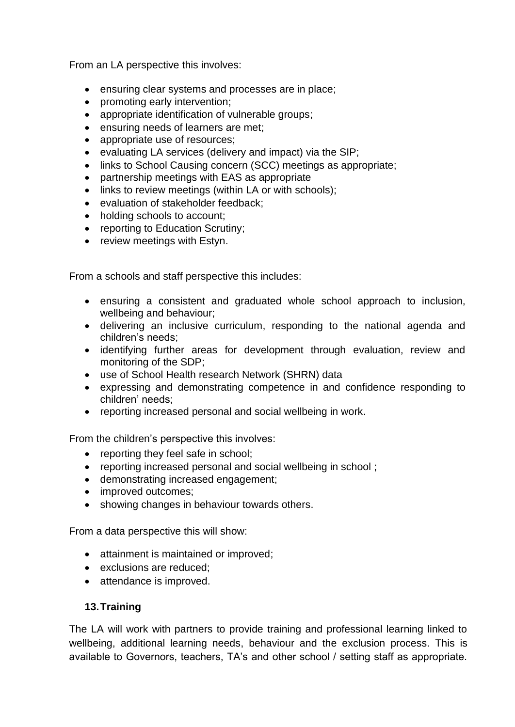From an LA perspective this involves:

- ensuring clear systems and processes are in place;
- promoting early intervention;
- appropriate identification of vulnerable groups;
- ensuring needs of learners are met;
- appropriate use of resources;
- evaluating LA services (delivery and impact) via the SIP;
- links to School Causing concern (SCC) meetings as appropriate;
- partnership meetings with EAS as appropriate
- links to review meetings (within LA or with schools);
- evaluation of stakeholder feedback;
- holding schools to account;
- reporting to Education Scrutiny;
- review meetings with Estyn.

From a schools and staff perspective this includes:

- ensuring a consistent and graduated whole school approach to inclusion, wellbeing and behaviour;
- delivering an inclusive curriculum, responding to the national agenda and children's needs;
- identifying further areas for development through evaluation, review and monitoring of the SDP;
- use of School Health research Network (SHRN) data
- expressing and demonstrating competence in and confidence responding to children' needs;
- reporting increased personal and social wellbeing in work.

From the children's perspective this involves:

- reporting they feel safe in school;
- reporting increased personal and social wellbeing in school ;
- demonstrating increased engagement;
- improved outcomes;
- showing changes in behaviour towards others.

From a data perspective this will show:

- attainment is maintained or improved;
- exclusions are reduced;
- attendance is improved.

## 13. Training

The LA will work with partners to provide training and professional learning linked to wellbeing, additional learning needs, behaviour and the exclusion process. This is available to Governors, teachers, TA's and other school / setting staff as appropriate.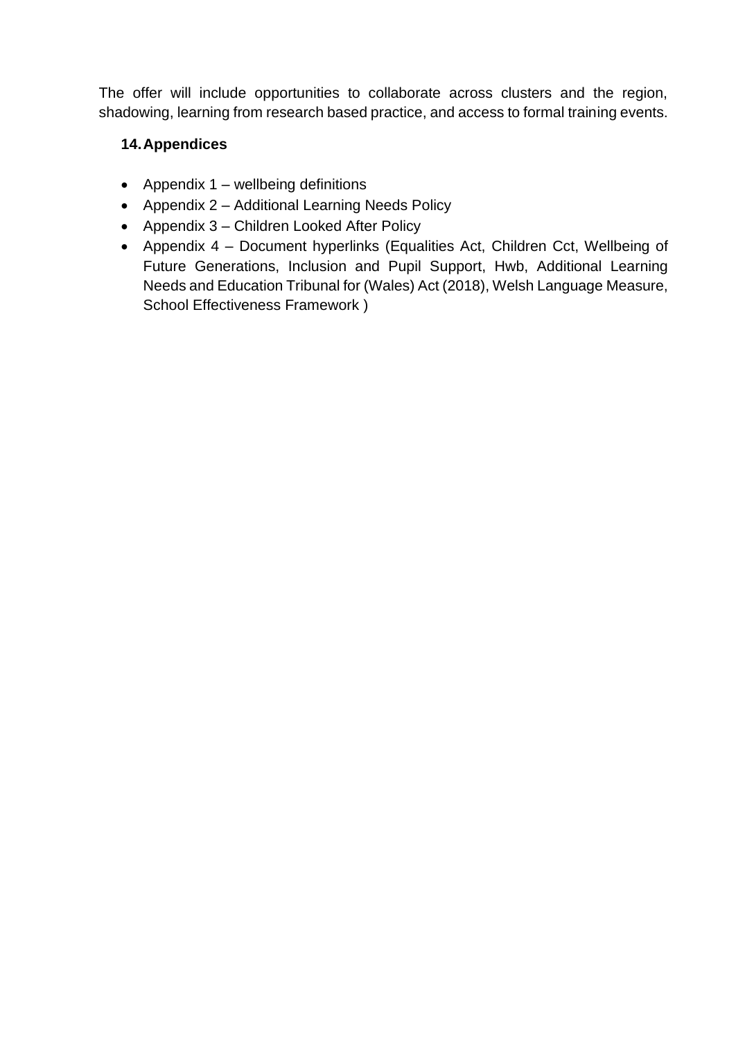The offer will include opportunities to collaborate across clusters and the region, shadowing, learning from research based practice, and access to formal training events.

## 14. Appendices

- Appendix 1 – wellbeing definitions
- Appendix 2 – Additional Learning Needs Policy
- Appendix 3 – Children Looked After Policy
- Appendix 4 – Document hyperlinks (Equalities Act, Children Cct, Wellbeing of Future Generations, Inclusion and Pupil Support, Hwb, Additional Learning Needs and Education Tribunal for (Wales) Act (2018), Welsh Language Measure, School Effectiveness Framework )